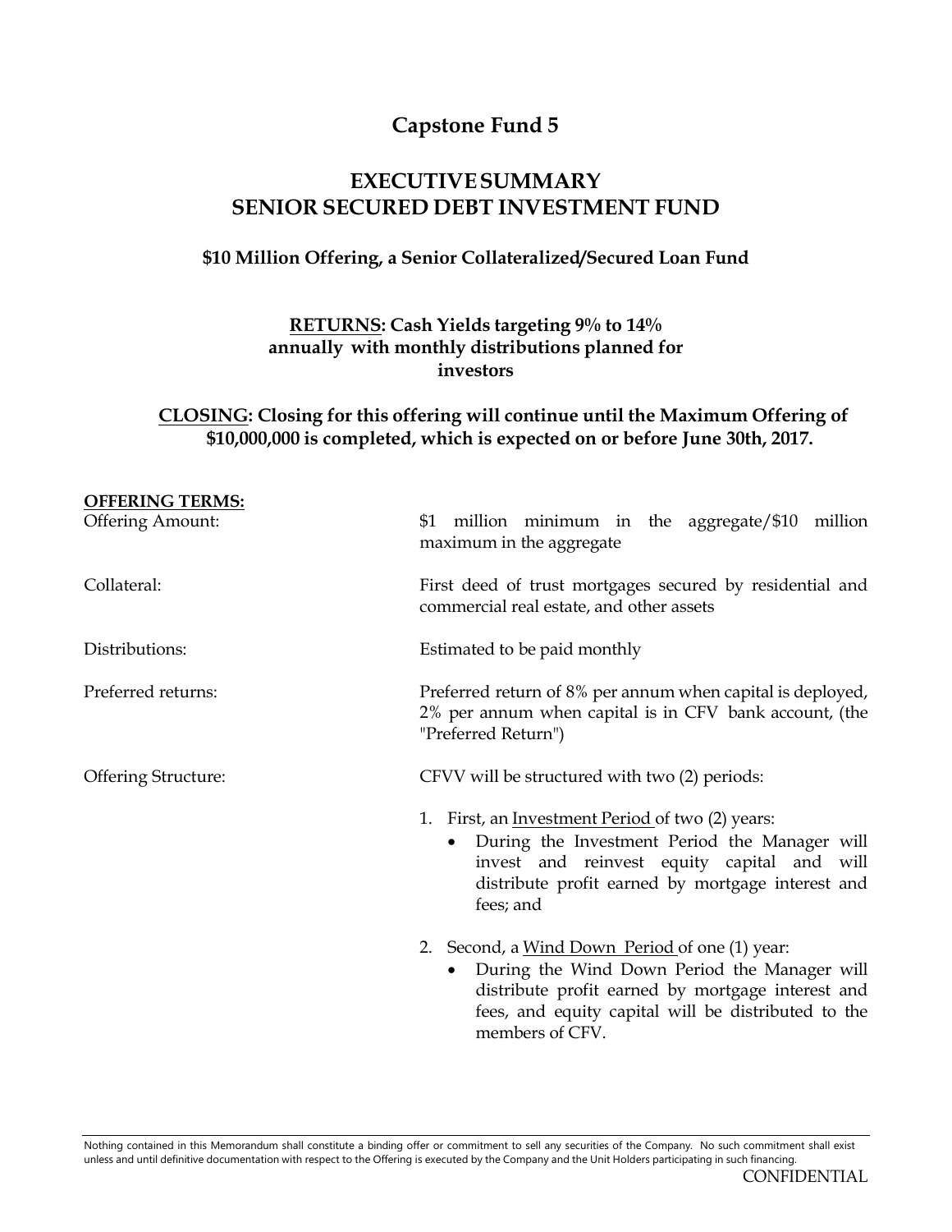# Capstone Fund 5

## EXECUTIVE SUMMARY
## SENIOR SECURED DEBT INVESTMENT FUND

**$10 Million Offering, a Senior Collateralized/Secured Loan Fund**

**<u>RETURNS</u>: Cash Yields targeting 9% to 14% annually with monthly distributions planned for investors**

**<u>CLOSING</u>: Closing for this offering will continue until the Maximum Offering of $10,000,000 is completed, which is expected on or before June 30th, 2017.**

**<u>OFFERING TERMS:</u>**

| | |
|---|---|
| Offering Amount: | $1 million minimum in the aggregate/$10 million maximum in the aggregate |
| Collateral: | First deed of trust mortgages secured by residential and commercial real estate, and other assets |
| Distributions: | Estimated to be paid monthly |
| Preferred returns: | Preferred return of 8% per annum when capital is deployed, 2% per annum when capital is in CFV bank account, (the "Preferred Return") |
| Offering Structure: | CFVV will be structured with two (2) periods: |

1. First, an <u>Investment Period</u> of two (2) years:
   - During the Investment Period the Manager will invest and reinvest equity capital and will distribute profit earned by mortgage interest and fees; and

2. Second, a <u>Wind Down Period</u> of one (1) year:
   - During the Wind Down Period the Manager will distribute profit earned by mortgage interest and fees, and equity capital will be distributed to the members of CFV.

Nothing contained in this Memorandum shall constitute a binding offer or commitment to sell any securities of the Company. No such commitment shall exist unless and until definitive documentation with respect to the Offering is executed by the Company and the Unit Holders participating in such financing.

CONFIDENTIAL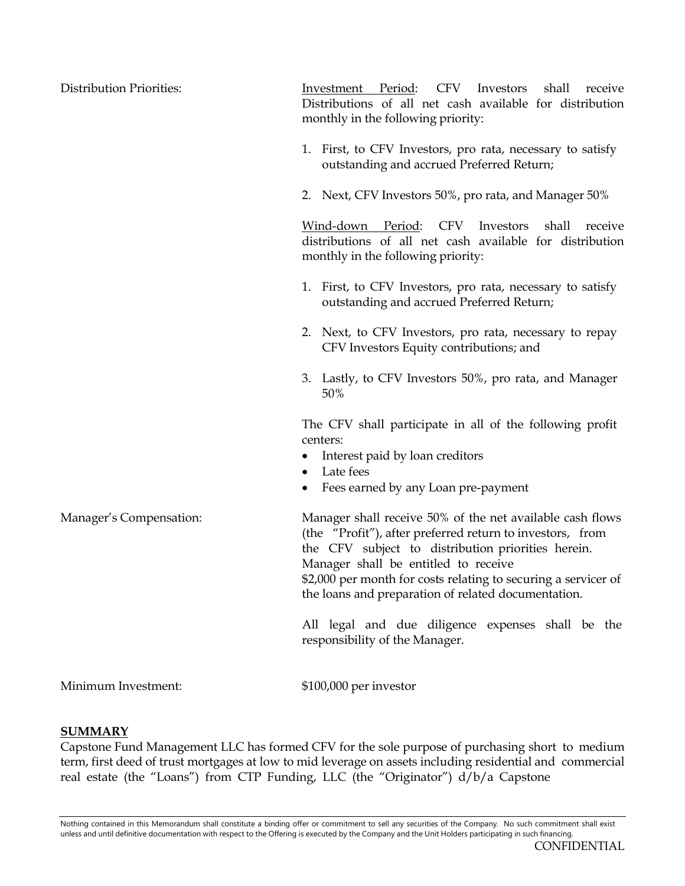**Distribution Priorities:**

Investment Period: CFV Investors shall receive Distributions of all net cash available for distribution monthly in the following priority:

1. First, to CFV Investors, pro rata, necessary to satisfy outstanding and accrued Preferred Return;
2. Next, CFV Investors 50%, pro rata, and Manager 50%

Wind-down Period: CFV Investors shall receive distributions of all net cash available for distribution monthly in the following priority:

1. First, to CFV Investors, pro rata, necessary to satisfy outstanding and accrued Preferred Return;
2. Next, to CFV Investors, pro rata, necessary to repay CFV Investors Equity contributions; and
3. Lastly, to CFV Investors 50%, pro rata, and Manager 50%

The CFV shall participate in all of the following profit centers:

- Interest paid by loan creditors
- Late fees
- Fees earned by any Loan pre-payment

**Manager's Compensation:**

Manager shall receive 50% of the net available cash flows (the "Profit"), after preferred return to investors, from the CFV subject to distribution priorities herein. Manager shall be entitled to receive $2,000 per month for costs relating to securing a servicer of the loans and preparation of related documentation.

All legal and due diligence expenses shall be the responsibility of the Manager.

**Minimum Investment:** $100,000 per investor

## SUMMARY

Capstone Fund Management LLC has formed CFV for the sole purpose of purchasing short to medium term, first deed of trust mortgages at low to mid leverage on assets including residential and commercial real estate (the "Loans") from CTP Funding, LLC (the "Originator") d/b/a Capstone

Nothing contained in this Memorandum shall constitute a binding offer or commitment to sell any securities of the Company. No such commitment shall exist unless and until definitive documentation with respect to the Offering is executed by the Company and the Unit Holders participating in such financing.

CONFIDENTIAL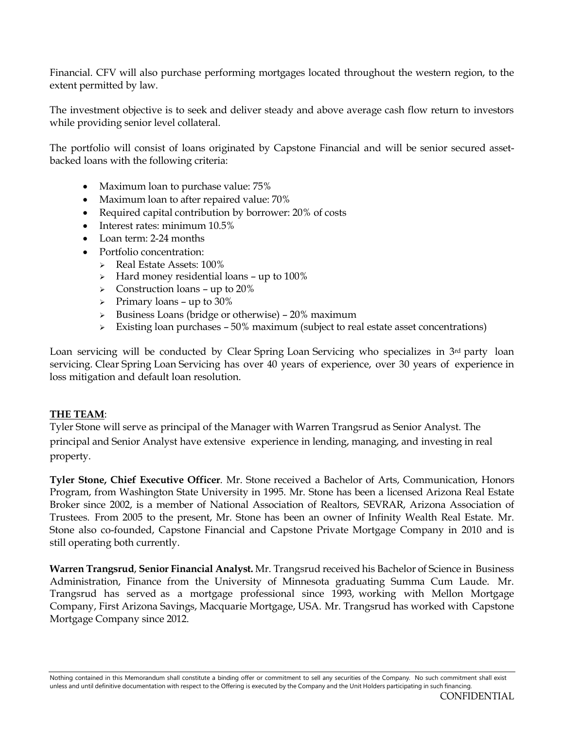Financial. CFV will also purchase performing mortgages located throughout the western region, to the extent permitted by law.

The investment objective is to seek and deliver steady and above average cash flow return to investors while providing senior level collateral.

The portfolio will consist of loans originated by Capstone Financial and will be senior secured asset-backed loans with the following criteria:

- Maximum loan to purchase value: 75%
- Maximum loan to after repaired value: 70%
- Required capital contribution by borrower: 20% of costs
- Interest rates: minimum 10.5%
- Loan term: 2-24 months
- Portfolio concentration:
  - Real Estate Assets: 100%
  - Hard money residential loans – up to 100%
  - Construction loans – up to 20%
  - Primary loans – up to 30%
  - Business Loans (bridge or otherwise) – 20% maximum
  - Existing loan purchases – 50% maximum (subject to real estate asset concentrations)

Loan servicing will be conducted by Clear Spring Loan Servicing who specializes in 3rd party loan servicing. Clear Spring Loan Servicing has over 40 years of experience, over 30 years of experience in loss mitigation and default loan resolution.

**THE TEAM**:

Tyler Stone will serve as principal of the Manager with Warren Trangsrud as Senior Analyst. The principal and Senior Analyst have extensive experience in lending, managing, and investing in real property.

**Tyler Stone, Chief Executive Officer**. Mr. Stone received a Bachelor of Arts, Communication, Honors Program, from Washington State University in 1995. Mr. Stone has been a licensed Arizona Real Estate Broker since 2002, is a member of National Association of Realtors, SEVRAR, Arizona Association of Trustees. From 2005 to the present, Mr. Stone has been an owner of Infinity Wealth Real Estate. Mr. Stone also co-founded, Capstone Financial and Capstone Private Mortgage Company in 2010 and is still operating both currently.

**Warren Trangsrud**, **Senior Financial Analyst.** Mr. Trangsrud received his Bachelor of Science in Business Administration, Finance from the University of Minnesota graduating Summa Cum Laude. Mr. Trangsrud has served as a mortgage professional since 1993, working with Mellon Mortgage Company, First Arizona Savings, Macquarie Mortgage, USA. Mr. Trangsrud has worked with Capstone Mortgage Company since 2012.

Nothing contained in this Memorandum shall constitute a binding offer or commitment to sell any securities of the Company. No such commitment shall exist unless and until definitive documentation with respect to the Offering is executed by the Company and the Unit Holders participating in such financing.

CONFIDENTIAL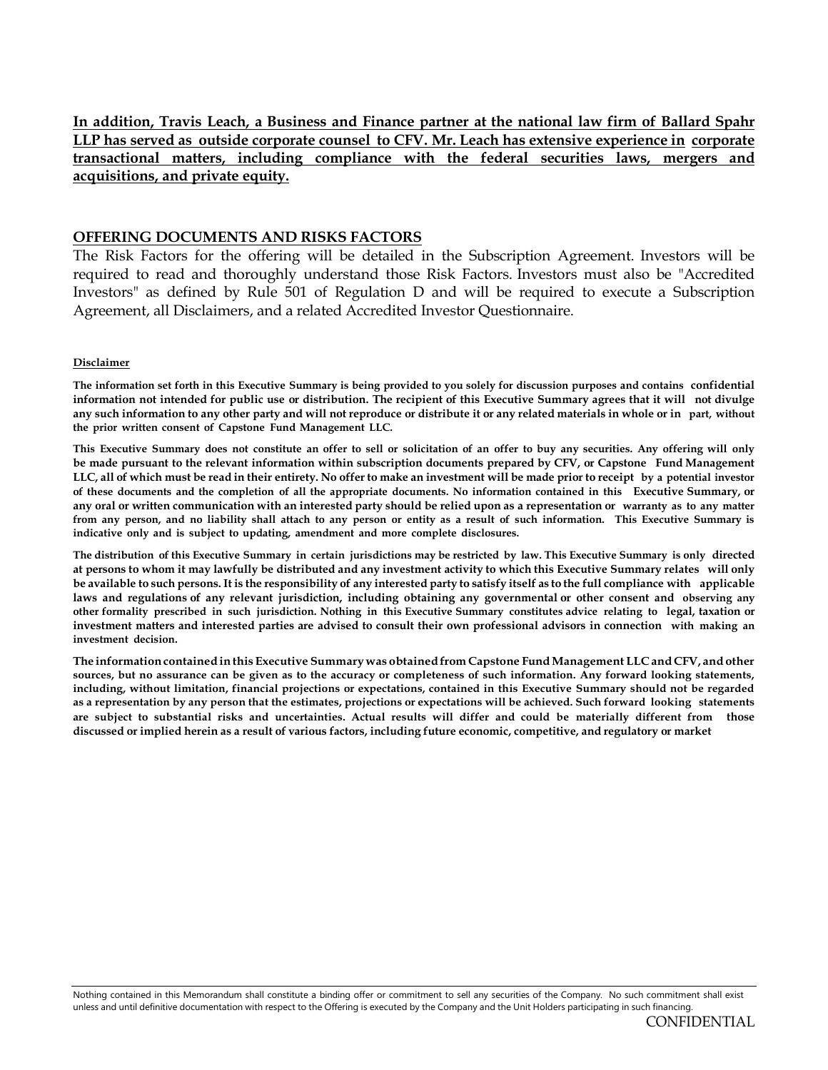**In addition, Travis Leach, a Business and Finance partner at the national law firm of Ballard Spahr LLP has served as outside corporate counsel to CFV. Mr. Leach has extensive experience in corporate transactional matters, including compliance with the federal securities laws, mergers and acquisitions, and private equity.**

## OFFERING DOCUMENTS AND RISKS FACTORS

The Risk Factors for the offering will be detailed in the Subscription Agreement. Investors will be required to read and thoroughly understand those Risk Factors. Investors must also be "Accredited Investors" as defined by Rule 501 of Regulation D and will be required to execute a Subscription Agreement, all Disclaimers, and a related Accredited Investor Questionnaire.

**Disclaimer**

**The information set forth in this Executive Summary is being provided to you solely for discussion purposes and contains confidential information not intended for public use or distribution. The recipient of this Executive Summary agrees that it will not divulge any such information to any other party and will not reproduce or distribute it or any related materials in whole or in part, without the prior written consent of Capstone Fund Management LLC.**

**This Executive Summary does not constitute an offer to sell or solicitation of an offer to buy any securities. Any offering will only be made pursuant to the relevant information within subscription documents prepared by CFV, or Capstone Fund Management LLC, all of which must be read in their entirety. No offer to make an investment will be made prior to receipt by a potential investor of these documents and the completion of all the appropriate documents. No information contained in this Executive Summary, or any oral or written communication with an interested party should be relied upon as a representation or warranty as to any matter from any person, and no liability shall attach to any person or entity as a result of such information. This Executive Summary is indicative only and is subject to updating, amendment and more complete disclosures.**

**The distribution of this Executive Summary in certain jurisdictions may be restricted by law. This Executive Summary is only directed at persons to whom it may lawfully be distributed and any investment activity to which this Executive Summary relates will only be available to such persons. It is the responsibility of any interested party to satisfy itself as to the full compliance with applicable laws and regulations of any relevant jurisdiction, including obtaining any governmental or other consent and observing any other formality prescribed in such jurisdiction. Nothing in this Executive Summary constitutes advice relating to legal, taxation or investment matters and interested parties are advised to consult their own professional advisors in connection with making an investment decision.**

**The information contained in this Executive Summary was obtained from Capstone Fund Management LLC and CFV, and other sources, but no assurance can be given as to the accuracy or completeness of such information. Any forward looking statements, including, without limitation, financial projections or expectations, contained in this Executive Summary should not be regarded as a representation by any person that the estimates, projections or expectations will be achieved. Such forward looking statements are subject to substantial risks and uncertainties. Actual results will differ and could be materially different from those discussed or implied herein as a result of various factors, including future economic, competitive, and regulatory or market**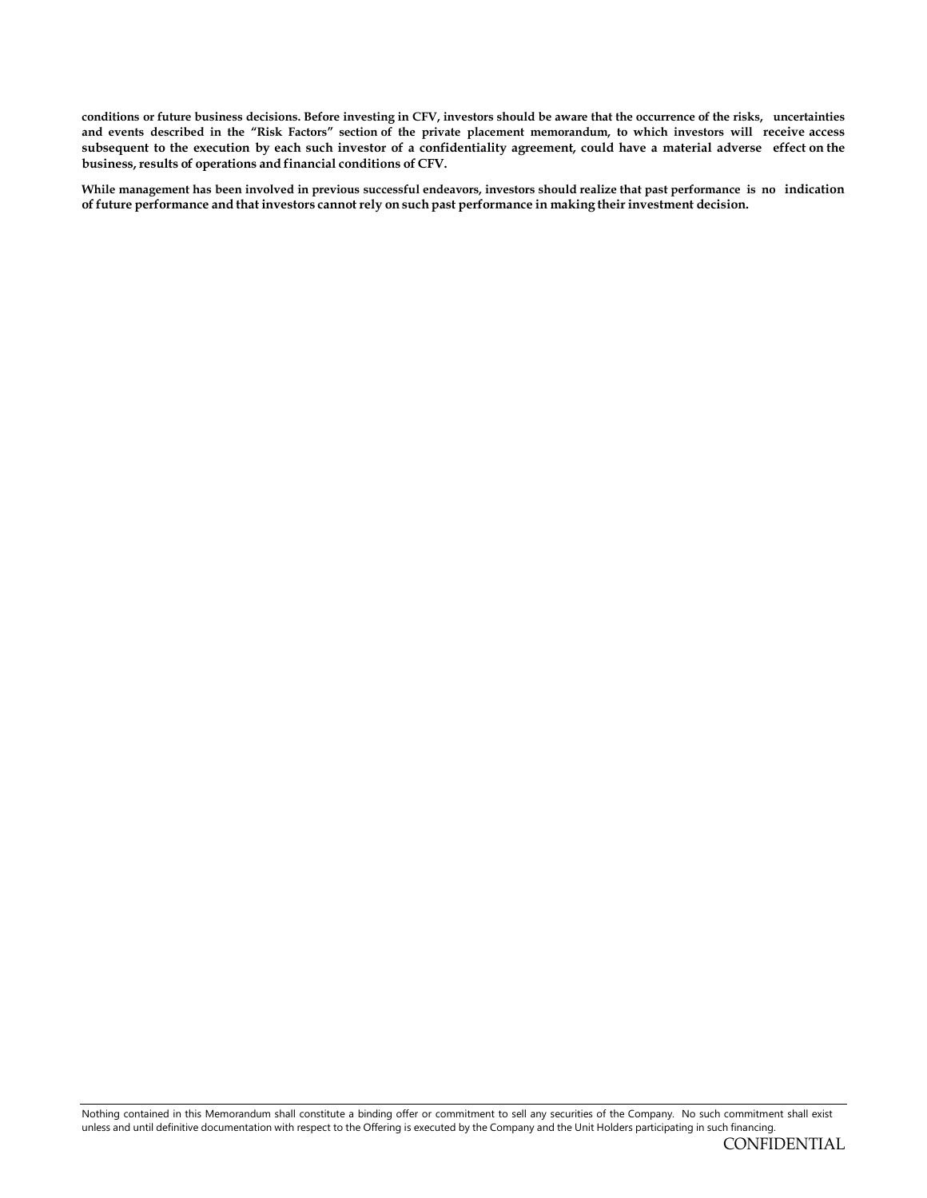**conditions or future business decisions. Before investing in CFV, investors should be aware that the occurrence of the risks, uncertainties and events described in the "Risk Factors" section of the private placement memorandum, to which investors will receive access subsequent to the execution by each such investor of a confidentiality agreement, could have a material adverse effect on the business, results of operations and financial conditions of CFV.**

**While management has been involved in previous successful endeavors, investors should realize that past performance is no indication of future performance and that investors cannot rely on such past performance in making their investment decision.**

Nothing contained in this Memorandum shall constitute a binding offer or commitment to sell any securities of the Company. No such commitment shall exist unless and until definitive documentation with respect to the Offering is executed by the Company and the Unit Holders participating in such financing.

CONFIDENTIAL